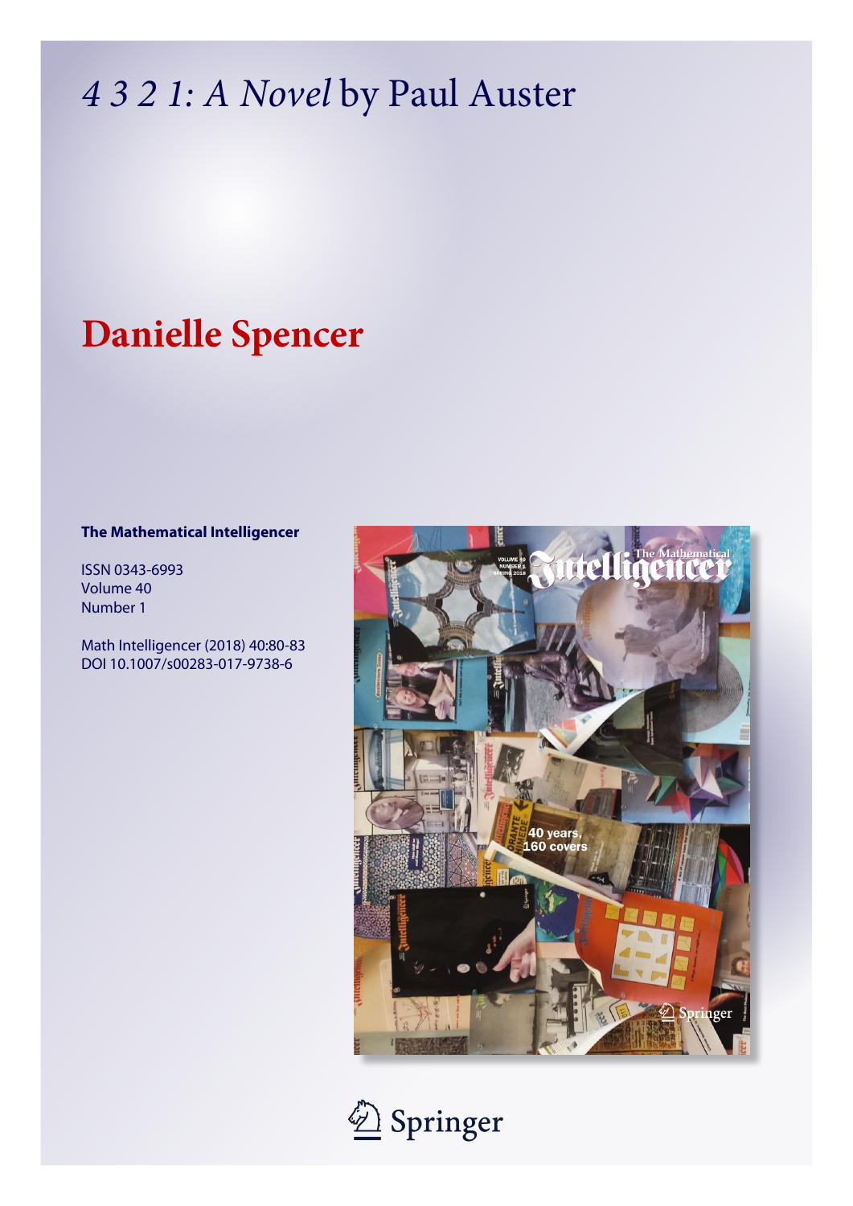# *4 3 2 1: A Novel* by Paul Auster

## Danielle Spencer

**The Mathematical Intelligencer**

ISSN 0343-6993
Volume 40
Number 1

Math Intelligencer (2018) 40:80-83
DOI 10.1007/s00283-017-9738-6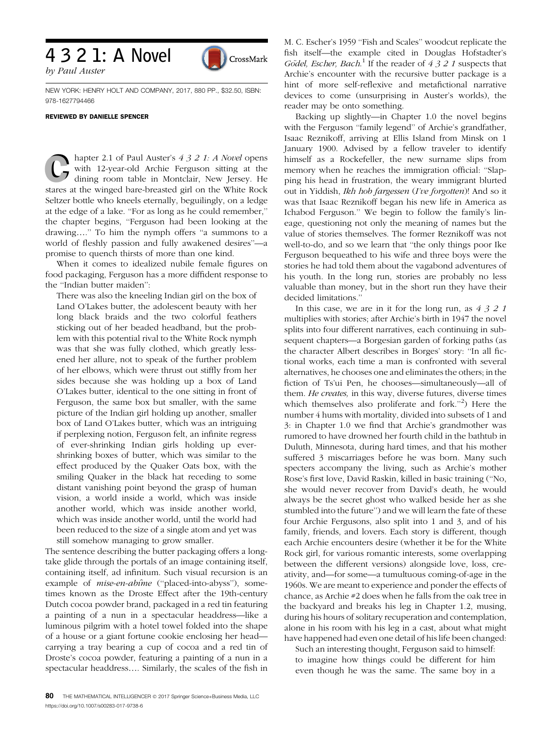# 4 3 2 1: A Novel

*by Paul Auster*

NEW YORK: HENRY HOLT AND COMPANY, 2017, 880 PP., $32.50, ISBN: 978-1627794466

**REVIEWED BY DANIELLE SPENCER**

Chapter 2.1 of Paul Auster's *4 3 2 1: A Novel* opens with 12-year-old Archie Ferguson sitting at the dining room table in Montclair, New Jersey. He stares at the winged bare-breasted girl on the White Rock Seltzer bottle who kneels eternally, beguilingly, on a ledge at the edge of a lake. "For as long as he could remember," the chapter begins, "Ferguson had been looking at the drawing…." To him the nymph offers "a summons to a world of fleshly passion and fully awakened desires"—a promise to quench thirsts of more than one kind.

When it comes to idealized nubile female figures on food packaging, Ferguson has a more diffident response to the "Indian butter maiden":

> There was also the kneeling Indian girl on the box of Land O'Lakes butter, the adolescent beauty with her long black braids and the two colorful feathers sticking out of her beaded headband, but the problem with this potential rival to the White Rock nymph was that she was fully clothed, which greatly lessened her allure, not to speak of the further problem of her elbows, which were thrust out stiffly from her sides because she was holding up a box of Land O'Lakes butter, identical to the one sitting in front of Ferguson, the same box but smaller, with the same picture of the Indian girl holding up another, smaller box of Land O'Lakes butter, which was an intriguing if perplexing notion, Ferguson felt, an infinite regress of ever-shrinking Indian girls holding up ever-shrinking boxes of butter, which was similar to the effect produced by the Quaker Oats box, with the smiling Quaker in the black hat receding to some distant vanishing point beyond the grasp of human vision, a world inside a world, which was inside another world, which was inside another world, which was inside another world, until the world had been reduced to the size of a single atom and yet was still somehow managing to grow smaller.

The sentence describing the butter packaging offers a long-take glide through the portals of an image containing itself, containing itself, ad infinitum. Such visual recursion is an example of *mise-en-abîme* ("placed-into-abyss"), sometimes known as the Droste Effect after the 19th-century Dutch cocoa powder brand, packaged in a red tin featuring a painting of a nun in a spectacular headdress—like a luminous pilgrim with a hotel towel folded into the shape of a house or a giant fortune cookie enclosing her head—carrying a tray bearing a cup of cocoa and a red tin of Droste's cocoa powder, featuring a painting of a nun in a spectacular headdress…. Similarly, the scales of the fish in M. C. Escher's 1959 "Fish and Scales" woodcut replicate the fish itself—the example cited in Douglas Hofstadter's *Gödel, Escher, Bach*.[1] If the reader of *4 3 2 1* suspects that Archie's encounter with the recursive butter package is a hint of more self-reflexive and metafictional narrative devices to come (unsurprising in Auster's worlds), the reader may be onto something.

Backing up slightly—in Chapter 1.0 the novel begins with the Ferguson "family legend" of Archie's grandfather, Isaac Reznikoff, arriving at Ellis Island from Minsk on 1 January 1900. Advised by a fellow traveler to identify himself as a Rockefeller, the new surname slips from memory when he reaches the immigration official: "Slapping his head in frustration, the weary immigrant blurted out in Yiddish, *Ikh hob fargessen* (*I've forgotten*)! And so it was that Isaac Reznikoff began his new life in America as Ichabod Ferguson." We begin to follow the family's lineage, questioning not only the meaning of names but the value of stories themselves. The former Reznikoff was not well-to-do, and so we learn that "the only things poor Ike Ferguson bequeathed to his wife and three boys were the stories he had told them about the vagabond adventures of his youth. In the long run, stories are probably no less valuable than money, but in the short run they have their decided limitations."

In this case, we are in it for the long run, as *4 3 2 1* multiplies with stories; after Archie's birth in 1947 the novel splits into four different narratives, each continuing in subsequent chapters—a Borgesian garden of forking paths (as the character Albert describes in Borges' story: "In all fictional works, each time a man is confronted with several alternatives, he chooses one and eliminates the others; in the fiction of Ts'ui Pen, he chooses—simultaneously—all of them. *He creates,* in this way, diverse futures, diverse times which themselves also proliferate and fork."[2]) Here the number 4 hums with mortality, divided into subsets of 1 and 3: in Chapter 1.0 we find that Archie's grandmother was rumored to have drowned her fourth child in the bathtub in Duluth, Minnesota, during hard times, and that his mother suffered 3 miscarriages before he was born. Many such specters accompany the living, such as Archie's mother Rose's first love, David Raskin, killed in basic training ("No, she would never recover from David's death, he would always be the secret ghost who walked beside her as she stumbled into the future") and we will learn the fate of these four Archie Fergusons, also split into 1 and 3, and of his family, friends, and lovers. Each story is different, though each Archie encounters desire (whether it be for the White Rock girl, for various romantic interests, some overlapping between the different versions) alongside love, loss, creativity, and—for some—a tumultuous coming-of-age in the 1960s. We are meant to experience and ponder the effects of chance, as Archie #2 does when he falls from the oak tree in the backyard and breaks his leg in Chapter 1.2, musing, during his hours of solitary recuperation and contemplation, alone in his room with his leg in a cast, about what might have happened had even one detail of his life been changed:

> Such an interesting thought, Ferguson said to himself: to imagine how things could be different for him even though he was the same. The same boy in a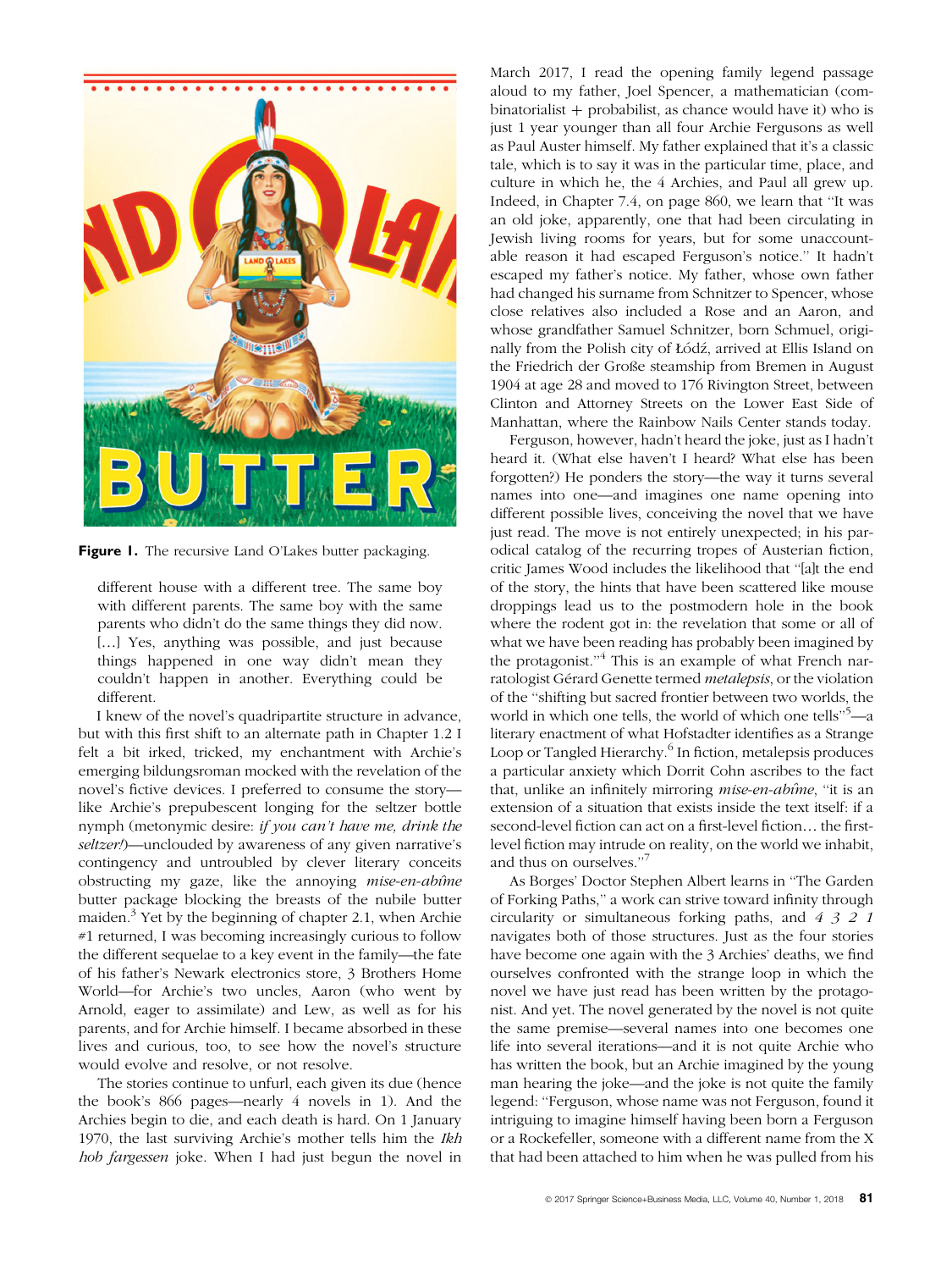**Figure 1.** The recursive Land O'Lakes butter packaging.

> different house with a different tree. The same boy with different parents. The same boy with the same parents who didn't do the same things they did now. [...] Yes, anything was possible, and just because things happened in one way didn't mean they couldn't happen in another. Everything could be different.

I knew of the novel's quadripartite structure in advance, but with this first shift to an alternate path in Chapter 1.2 I felt a bit irked, tricked, my enchantment with Archie's emerging bildungsroman mocked with the revelation of the novel's fictive devices. I preferred to consume the story—like Archie's prepubescent longing for the seltzer bottle nymph (metonymic desire: *if you can't have me, drink the seltzer!*)—unclouded by awareness of any given narrative's contingency and untroubled by clever literary conceits obstructing my gaze, like the annoying *mise-en-abîme* butter package blocking the breasts of the nubile butter maiden.[3] Yet by the beginning of chapter 2.1, when Archie #1 returned, I was becoming increasingly curious to follow the different sequelae to a key event in the family—the fate of his father's Newark electronics store, 3 Brothers Home World—for Archie's two uncles, Aaron (who went by Arnold, eager to assimilate) and Lew, as well as for his parents, and for Archie himself. I became absorbed in these lives and curious, too, to see how the novel's structure would evolve and resolve, or not resolve.

The stories continue to unfurl, each given its due (hence the book's 866 pages—nearly 4 novels in 1). And the Archies begin to die, and each death is hard. On 1 January 1970, the last surviving Archie's mother tells him the *Ikh hob fargessen* joke. When I had just begun the novel in March 2017, I read the opening family legend passage aloud to my father, Joel Spencer, a mathematician (combinatorialist + probabilist, as chance would have it) who is just 1 year younger than all four Archie Fergusons as well as Paul Auster himself. My father explained that it's a classic tale, which is to say it was in the particular time, place, and culture in which he, the 4 Archies, and Paul all grew up. Indeed, in Chapter 7.4, on page 860, we learn that "It was an old joke, apparently, one that had been circulating in Jewish living rooms for years, but for some unaccountable reason it had escaped Ferguson's notice." It hadn't escaped my father's notice. My father, whose own father had changed his surname from Schnitzer to Spencer, whose close relatives also included a Rose and an Aaron, and whose grandfather Samuel Schnitzer, born Schmuel, originally from the Polish city of Łódź, arrived at Ellis Island on the Friedrich der Große steamship from Bremen in August 1904 at age 28 and moved to 176 Rivington Street, between Clinton and Attorney Streets on the Lower East Side of Manhattan, where the Rainbow Nails Center stands today.

Ferguson, however, hadn't heard the joke, just as I hadn't heard it. (What else haven't I heard? What else has been forgotten?) He ponders the story—the way it turns several names into one—and imagines one name opening into different possible lives, conceiving the novel that we have just read. The move is not entirely unexpected; in his parodical catalog of the recurring tropes of Austerian fiction, critic James Wood includes the likelihood that "[a]t the end of the story, the hints that have been scattered like mouse droppings lead us to the postmodern hole in the book where the rodent got in: the revelation that some or all of what we have been reading has probably been imagined by the protagonist."[4] This is an example of what French narratologist Gérard Genette termed *metalepsis*, or the violation of the "shifting but sacred frontier between two worlds, the world in which one tells, the world of which one tells"[5]—a literary enactment of what Hofstadter identifies as a Strange Loop or Tangled Hierarchy.[6] In fiction, metalepsis produces a particular anxiety which Dorrit Cohn ascribes to the fact that, unlike an infinitely mirroring *mise-en-abîme*, "it is an extension of a situation that exists inside the text itself: if a second-level fiction can act on a first-level fiction… the first-level fiction may intrude on reality, on the world we inhabit, and thus on ourselves."[7]

As Borges' Doctor Stephen Albert learns in "The Garden of Forking Paths," a work can strive toward infinity through circularity or simultaneous forking paths, and *4 3 2 1* navigates both of those structures. Just as the four stories have become one again with the 3 Archies' deaths, we find ourselves confronted with the strange loop in which the novel we have just read has been written by the protagonist. And yet. The novel generated by the novel is not quite the same premise—several names into one becomes one life into several iterations—and it is not quite Archie who has written the book, but an Archie imagined by the young man hearing the joke—and the joke is not quite the family legend: "Ferguson, whose name was not Ferguson, found it intriguing to imagine himself having been born a Ferguson or a Rockefeller, someone with a different name from the X that had been attached to him when he was pulled from his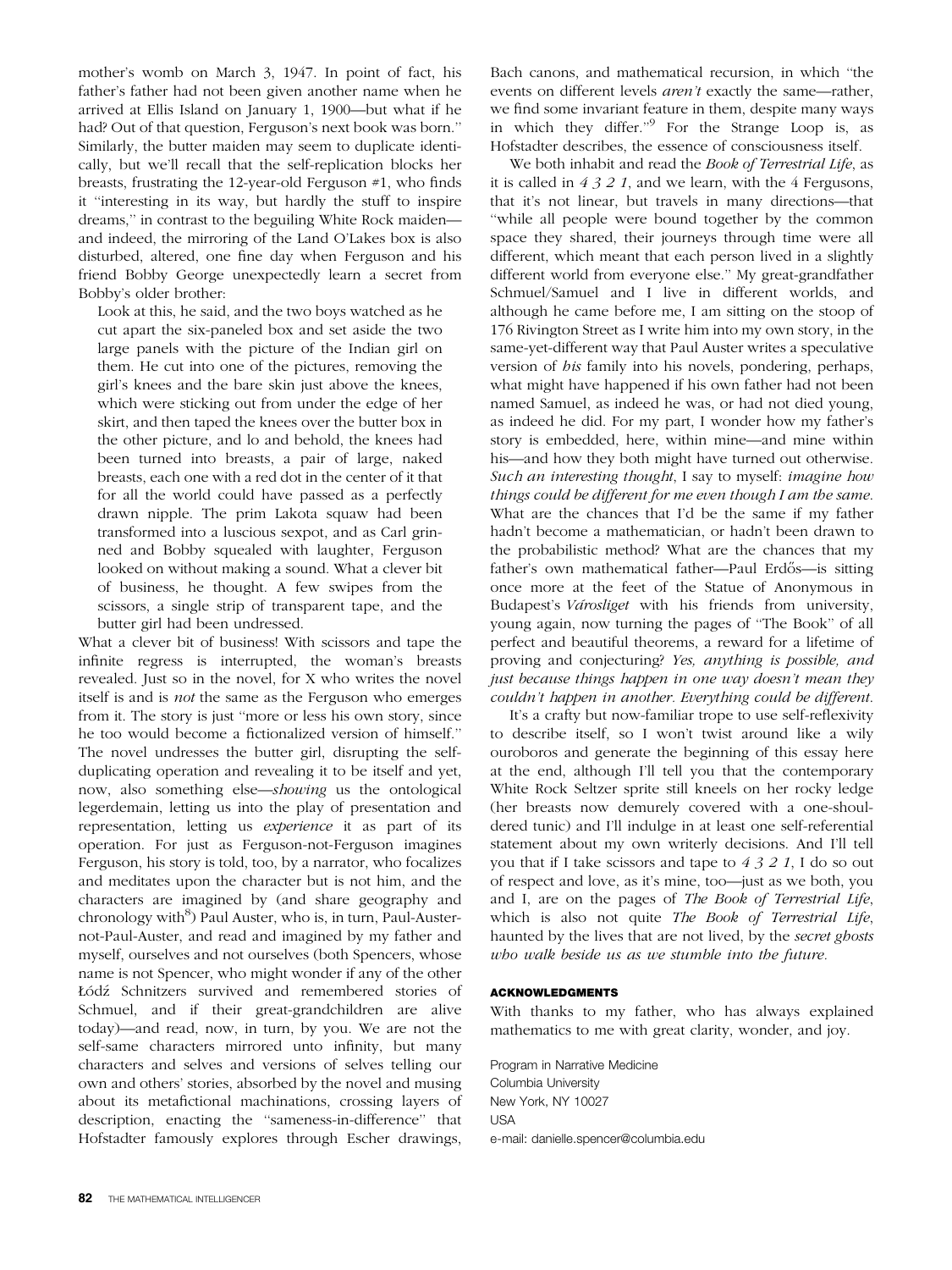mother's womb on March 3, 1947. In point of fact, his father's father had not been given another name when he arrived at Ellis Island on January 1, 1900—but what if he had? Out of that question, Ferguson's next book was born.'' Similarly, the butter maiden may seem to duplicate identically, but we'll recall that the self-replication blocks her breasts, frustrating the 12-year-old Ferguson #1, who finds it ''interesting in its way, but hardly the stuff to inspire dreams,'' in contrast to the beguiling White Rock maiden—and indeed, the mirroring of the Land O'Lakes box is also disturbed, altered, one fine day when Ferguson and his friend Bobby George unexpectedly learn a secret from Bobby's older brother:

> Look at this, he said, and the two boys watched as he cut apart the six-paneled box and set aside the two large panels with the picture of the Indian girl on them. He cut into one of the pictures, removing the girl's knees and the bare skin just above the knees, which were sticking out from under the edge of her skirt, and then taped the knees over the butter box in the other picture, and lo and behold, the knees had been turned into breasts, a pair of large, naked breasts, each one with a red dot in the center of it that for all the world could have passed as a perfectly drawn nipple. The prim Lakota squaw had been transformed into a luscious sexpot, and as Carl grinned and Bobby squealed with laughter, Ferguson looked on without making a sound. What a clever bit of business, he thought. A few swipes from the scissors, a single strip of transparent tape, and the butter girl had been undressed.

What a clever bit of business! With scissors and tape the infinite regress is interrupted, the woman's breasts revealed. Just so in the novel, for X who writes the novel itself is and is *not* the same as the Ferguson who emerges from it. The story is just ''more or less his own story, since he too would become a fictionalized version of himself.'' The novel undresses the butter girl, disrupting the self-duplicating operation and revealing it to be itself and yet, now, also something else—*showing* us the ontological legerdemain, letting us into the play of presentation and representation, letting us *experience* it as part of its operation. For just as Ferguson-not-Ferguson imagines Ferguson, his story is told, too, by a narrator, who focalizes and meditates upon the character but is not him, and the characters are imagined by (and share geography and chronology with[8]) Paul Auster, who is, in turn, Paul-Auster-not-Paul-Auster, and read and imagined by my father and myself, ourselves and not ourselves (both Spencers, whose name is not Spencer, who might wonder if any of the other Łódź Schnitzers survived and remembered stories of Schmuel, and if their great-grandchildren are alive today)—and read, now, in turn, by you. We are not the self-same characters mirrored unto infinity, but many characters and selves and versions of selves telling our own and others' stories, absorbed by the novel and musing about its metafictional machinations, crossing layers of description, enacting the ''sameness-in-difference'' that Hofstadter famously explores through Escher drawings, Bach canons, and mathematical recursion, in which ''the events on different levels *aren't* exactly the same—rather, we find some invariant feature in them, despite many ways in which they differ.''[9] For the Strange Loop is, as Hofstadter describes, the essence of consciousness itself.

We both inhabit and read the *Book of Terrestrial Life*, as it is called in *4 3 2 1*, and we learn, with the 4 Fergusons, that it's not linear, but travels in many directions—that ''while all people were bound together by the common space they shared, their journeys through time were all different, which meant that each person lived in a slightly different world from everyone else.'' My great-grandfather Schmuel/Samuel and I live in different worlds, and although he came before me, I am sitting on the stoop of 176 Rivington Street as I write him into my own story, in the same-yet-different way that Paul Auster writes a speculative version of *his* family into his novels, pondering, perhaps, what might have happened if his own father had not been named Samuel, as indeed he was, or had not died young, as indeed he did. For my part, I wonder how my father's story is embedded, here, within mine—and mine within his—and how they both might have turned out otherwise. *Such an interesting thought*, I say to myself: *imagine how things could be different for me even though I am the same.* What are the chances that I'd be the same if my father hadn't become a mathematician, or hadn't been drawn to the probabilistic method? What are the chances that my father's own mathematical father—Paul Erdős—is sitting once more at the feet of the Statue of Anonymous in Budapest's *Városliget* with his friends from university, young again, now turning the pages of ''The Book'' of all perfect and beautiful theorems, a reward for a lifetime of proving and conjecturing? *Yes, anything is possible, and just because things happen in one way doesn't mean they couldn't happen in another. Everything could be different.*

It's a crafty but now-familiar trope to use self-reflexivity to describe itself, so I won't twist around like a wily ouroboros and generate the beginning of this essay here at the end, although I'll tell you that the contemporary White Rock Seltzer sprite still kneels on her rocky ledge (her breasts now demurely covered with a one-shouldered tunic) and I'll indulge in at least one self-referential statement about my own writerly decisions. And I'll tell you that if I take scissors and tape to *4 3 2 1*, I do so out of respect and love, as it's mine, too—just as we both, you and I, are on the pages of *The Book of Terrestrial Life*, which is also not quite *The Book of Terrestrial Life*, haunted by the lives that are not lived, by the *secret ghosts who walk beside us as we stumble into the future.*

#### ACKNOWLEDGMENTS

With thanks to my father, who has always explained mathematics to me with great clarity, wonder, and joy.

Program in Narrative Medicine
Columbia University
New York, NY 10027
USA
e-mail: danielle.spencer@columbia.edu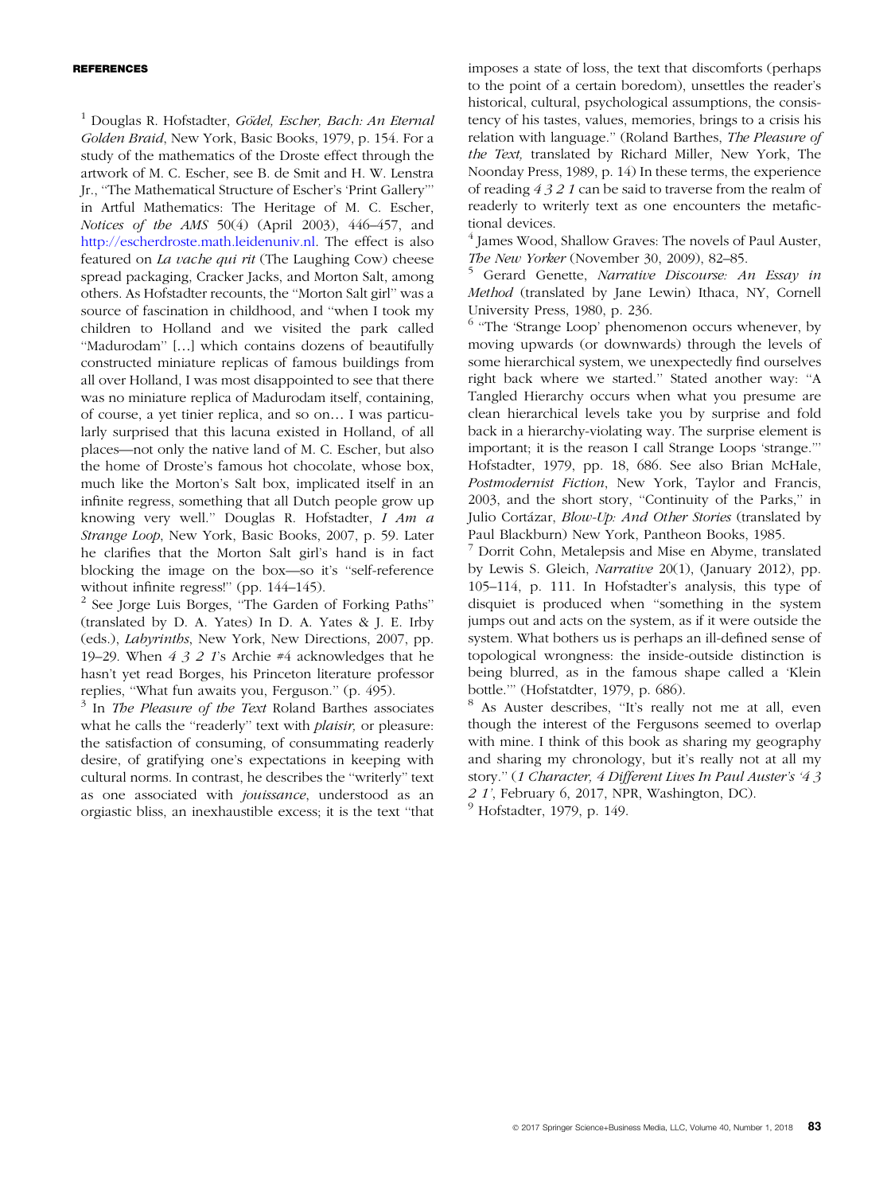## REFERENCES

[1] Douglas R. Hofstadter, *Gödel, Escher, Bach: An Eternal Golden Braid*, New York, Basic Books, 1979, p. 154. For a study of the mathematics of the Droste effect through the artwork of M. C. Escher, see B. de Smit and H. W. Lenstra Jr., ''The Mathematical Structure of Escher's 'Print Gallery''' in Artful Mathematics: The Heritage of M. C. Escher, *Notices of the AMS* 50(4) (April 2003), 446–457, and http://escherdroste.math.leidenuniv.nl. The effect is also featured on *La vache qui rit* (The Laughing Cow) cheese spread packaging, Cracker Jacks, and Morton Salt, among others. As Hofstadter recounts, the ''Morton Salt girl'' was a source of fascination in childhood, and ''when I took my children to Holland and we visited the park called ''Madurodam'' […] which contains dozens of beautifully constructed miniature replicas of famous buildings from all over Holland, I was most disappointed to see that there was no miniature replica of Madurodam itself, containing, of course, a yet tinier replica, and so on… I was particularly surprised that this lacuna existed in Holland, of all places—not only the native land of M. C. Escher, but also the home of Droste's famous hot chocolate, whose box, much like the Morton's Salt box, implicated itself in an infinite regress, something that all Dutch people grow up knowing very well.'' Douglas R. Hofstadter, *I Am a Strange Loop*, New York, Basic Books, 2007, p. 59. Later he clarifies that the Morton Salt girl's hand is in fact blocking the image on the box—so it's ''self-reference without infinite regress!'' (pp. 144–145).

[2] See Jorge Luis Borges, ''The Garden of Forking Paths'' (translated by D. A. Yates) In D. A. Yates & J. E. Irby (eds.), *Labyrinths*, New York, New Directions, 2007, pp. 19–29. When *4 3 2 1*'s Archie #4 acknowledges that he hasn't yet read Borges, his Princeton literature professor replies, ''What fun awaits you, Ferguson.'' (p. 495).

[3] In *The Pleasure of the Text* Roland Barthes associates what he calls the ''readerly'' text with *plaisir,* or pleasure: the satisfaction of consuming, of consummating readerly desire, of gratifying one's expectations in keeping with cultural norms. In contrast, he describes the ''writerly'' text as one associated with *jouissance*, understood as an orgiastic bliss, an inexhaustible excess; it is the text ''that imposes a state of loss, the text that discomforts (perhaps to the point of a certain boredom), unsettles the reader's historical, cultural, psychological assumptions, the consistency of his tastes, values, memories, brings to a crisis his relation with language.'' (Roland Barthes, *The Pleasure of the Text,* translated by Richard Miller, New York, The Noonday Press, 1989, p. 14) In these terms, the experience of reading *4 3 2 1* can be said to traverse from the realm of readerly to writerly text as one encounters the metafictional devices.

[4] James Wood, Shallow Graves: The novels of Paul Auster, *The New Yorker* (November 30, 2009), 82–85.

[5] Gerard Genette, *Narrative Discourse: An Essay in Method* (translated by Jane Lewin) Ithaca, NY, Cornell University Press, 1980, p. 236.

[6] ''The 'Strange Loop' phenomenon occurs whenever, by moving upwards (or downwards) through the levels of some hierarchical system, we unexpectedly find ourselves right back where we started.'' Stated another way: ''A Tangled Hierarchy occurs when what you presume are clean hierarchical levels take you by surprise and fold back in a hierarchy-violating way. The surprise element is important; it is the reason I call Strange Loops 'strange.''' Hofstadter, 1979, pp. 18, 686. See also Brian McHale, *Postmodernist Fiction*, New York, Taylor and Francis, 2003, and the short story, ''Continuity of the Parks,'' in Julio Cortázar, *Blow-Up: And Other Stories* (translated by Paul Blackburn) New York, Pantheon Books, 1985.

[7] Dorrit Cohn, Metalepsis and Mise en Abyme, translated by Lewis S. Gleich, *Narrative* 20(1), (January 2012), pp. 105–114, p. 111. In Hofstadter's analysis, this type of disquiet is produced when ''something in the system jumps out and acts on the system, as if it were outside the system. What bothers us is perhaps an ill-defined sense of topological wrongness: the inside-outside distinction is being blurred, as in the famous shape called a 'Klein bottle.''' (Hofstatdter, 1979, p. 686).

[8] As Auster describes, ''It's really not me at all, even though the interest of the Fergusons seemed to overlap with mine. I think of this book as sharing my geography and sharing my chronology, but it's really not at all my story.'' (*1 Character, 4 Different Lives In Paul Auster's '4 3 2 1'*, February 6, 2017, NPR, Washington, DC).

[9] Hofstadter, 1979, p. 149.